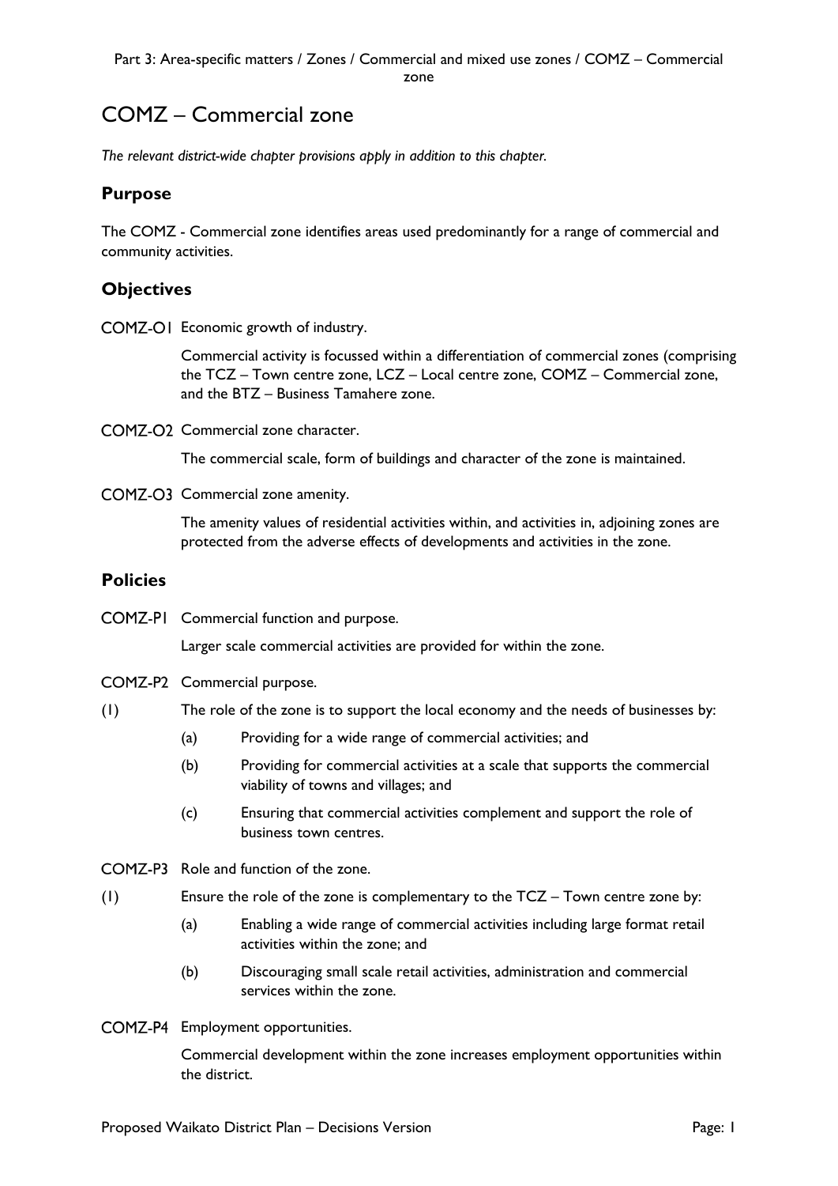# COMZ – Commercial zone

*The relevant district-wide chapter provisions apply in addition to this chapter.*

## Purpose

The COMZ - Commercial zone identifies areas used predominantly for a range of commercial and community activities.

## Objectives

COMZ-O1 Economic growth of industry.

Commercial activity is focussed within a differentiation of commercial zones (comprising the TCZ – Town centre zone, LCZ – Local centre zone, COMZ – Commercial zone, and the BTZ – Business Tamahere zone.

COMZ-O2 Commercial zone character.

The commercial scale, form of buildings and character of the zone is maintained.

COMZ-O3 Commercial zone amenity.

The amenity values of residential activities within, and activities in, adjoining zones are protected from the adverse effects of developments and activities in the zone.

## Policies

COMZ-P1 Commercial function and purpose.

Larger scale commercial activities are provided for within the zone.

COMZ-P2 Commercial purpose.

(1) The role of the zone is to support the local economy and the needs of businesses by:

- (a) Providing for a wide range of commercial activities; and
- (b) Providing for commercial activities at a scale that supports the commercial viability of towns and villages; and
- (c) Ensuring that commercial activities complement and support the role of business town centres.

COMZ-P3 Role and function of the zone.

(1) Ensure the role of the zone is complementary to the TCZ – Town centre zone by:

- (a) Enabling a wide range of commercial activities including large format retail activities within the zone; and
- (b) Discouraging small scale retail activities, administration and commercial services within the zone.

COMZ-P4 Employment opportunities.

Commercial development within the zone increases employment opportunities within the district.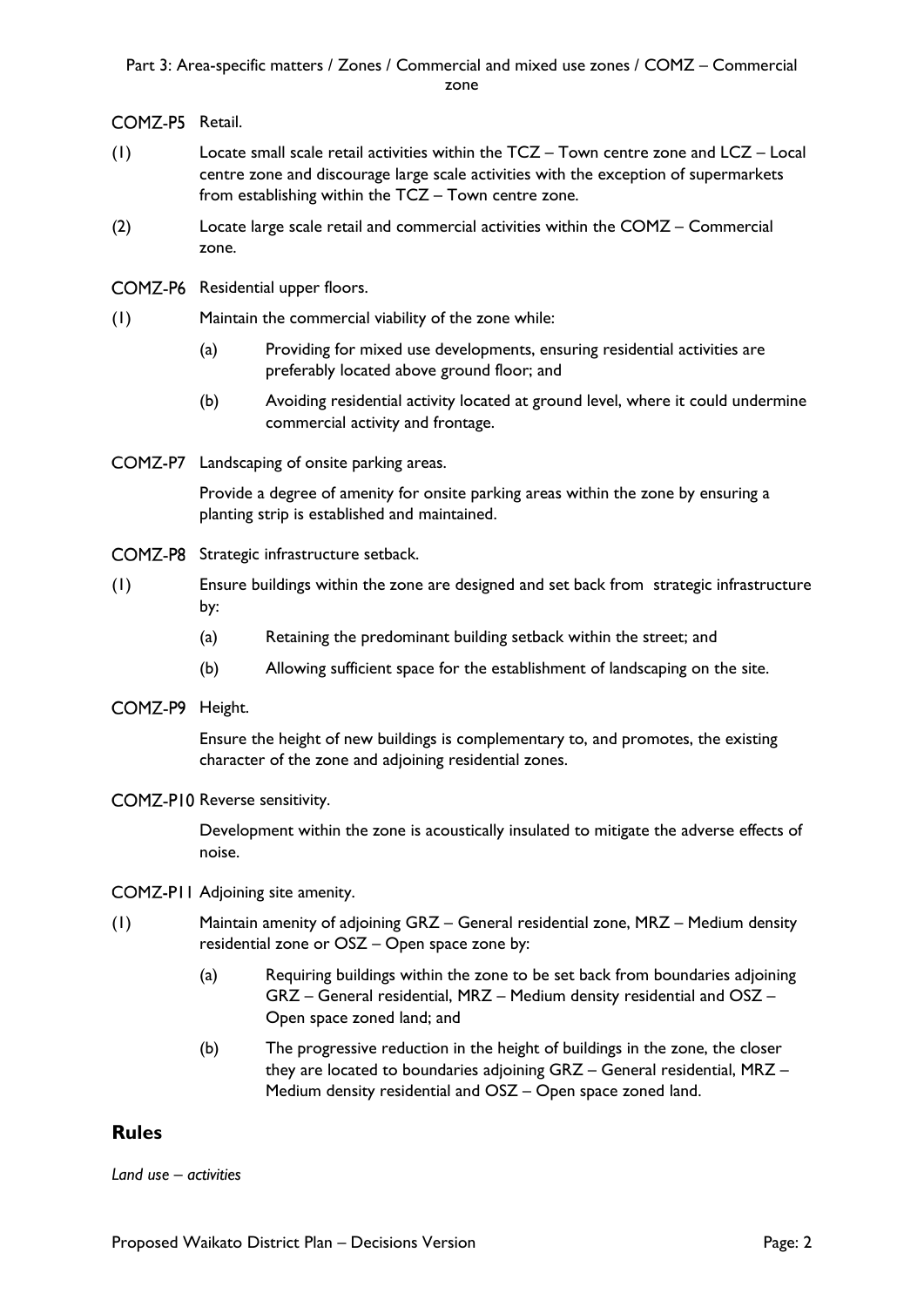COMZ-P5 Retail.

(1) Locate small scale retail activities within the TCZ – Town centre zone and LCZ – Local centre zone and discourage large scale activities with the exception of supermarkets from establishing within the TCZ – Town centre zone.

(2) Locate large scale retail and commercial activities within the COMZ – Commercial zone.

COMZ-P6 Residential upper floors.

(1) Maintain the commercial viability of the zone while:

(a) Providing for mixed use developments, ensuring residential activities are preferably located above ground floor; and

(b) Avoiding residential activity located at ground level, where it could undermine commercial activity and frontage.

COMZ-P7 Landscaping of onsite parking areas.

Provide a degree of amenity for onsite parking areas within the zone by ensuring a planting strip is established and maintained.

COMZ-P8 Strategic infrastructure setback.

(1) Ensure buildings within the zone are designed and set back from strategic infrastructure by:

(a) Retaining the predominant building setback within the street; and

(b) Allowing sufficient space for the establishment of landscaping on the site.

COMZ-P9 Height.

Ensure the height of new buildings is complementary to, and promotes, the existing character of the zone and adjoining residential zones.

COMZ-P10 Reverse sensitivity.

Development within the zone is acoustically insulated to mitigate the adverse effects of noise.

COMZ-P11 Adjoining site amenity.

(1) Maintain amenity of adjoining GRZ – General residential zone, MRZ – Medium density residential zone or OSZ – Open space zone by:

(a) Requiring buildings within the zone to be set back from boundaries adjoining GRZ – General residential, MRZ – Medium density residential and OSZ – Open space zoned land; and

(b) The progressive reduction in the height of buildings in the zone, the closer they are located to boundaries adjoining GRZ – General residential, MRZ – Medium density residential and OSZ – Open space zoned land.

## Rules

*Land use – activities*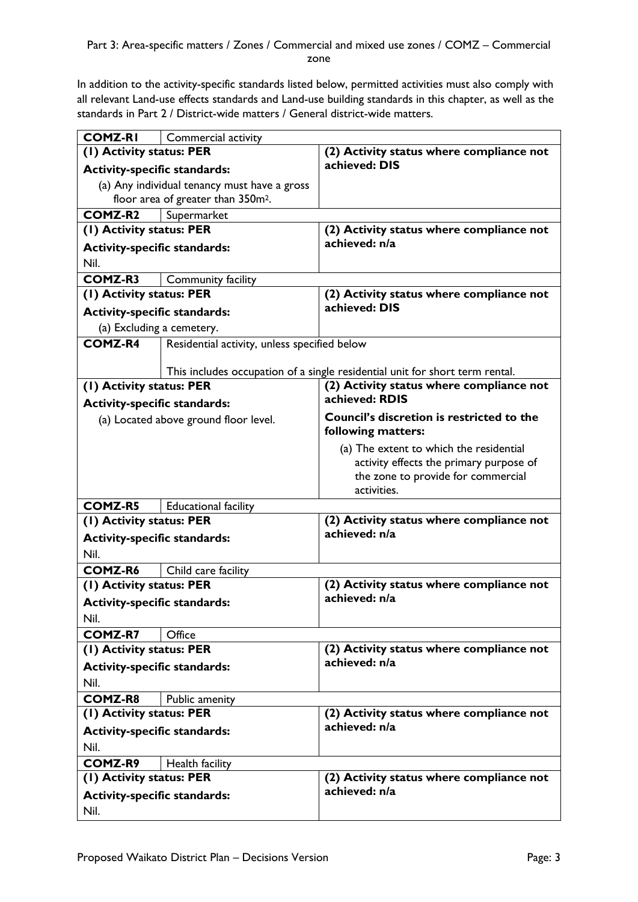In addition to the activity-specific standards listed below, permitted activities must also comply with all relevant Land-use effects standards and Land-use building standards in this chapter, as well as the standards in Part 2 / District-wide matters / General district-wide matters.

| **COMZ-R1** | Commercial activity |
| --- | --- |
| **(1) Activity status: PER**<br><br>**Activity-specific standards:**<br><br>(a) Any individual tenancy must have a gross floor area of greater than 350m². | **(2) Activity status where compliance not achieved: DIS** |
| **COMZ-R2** | Supermarket |
| **(1) Activity status: PER**<br><br>**Activity-specific standards:**<br><br>Nil. | **(2) Activity status where compliance not achieved: n/a** |
| **COMZ-R3** | Community facility |
| **(1) Activity status: PER**<br><br>**Activity-specific standards:**<br><br>(a) Excluding a cemetery. | **(2) Activity status where compliance not achieved: DIS** |
| **COMZ-R4** | Residential activity, unless specified below<br><br>This includes occupation of a single residential unit for short term rental. |
| **(1) Activity status: PER**<br><br>**Activity-specific standards:**<br><br>(a) Located above ground floor level. | **(2) Activity status where compliance not achieved: RDIS**<br><br>**Council's discretion is restricted to the following matters:**<br><br>(a) The extent to which the residential activity effects the primary purpose of the zone to provide for commercial activities. |
| **COMZ-R5** | Educational facility |
| **(1) Activity status: PER**<br><br>**Activity-specific standards:**<br><br>Nil. | **(2) Activity status where compliance not achieved: n/a** |
| **COMZ-R6** | Child care facility |
| **(1) Activity status: PER**<br><br>**Activity-specific standards:**<br><br>Nil. | **(2) Activity status where compliance not achieved: n/a** |
| **COMZ-R7** | Office |
| **(1) Activity status: PER**<br><br>**Activity-specific standards:**<br><br>Nil. | **(2) Activity status where compliance not achieved: n/a** |
| **COMZ-R8** | Public amenity |
| **(1) Activity status: PER**<br><br>**Activity-specific standards:**<br><br>Nil. | **(2) Activity status where compliance not achieved: n/a** |
| **COMZ-R9** | Health facility |
| **(1) Activity status: PER**<br><br>**Activity-specific standards:**<br><br>Nil. | **(2) Activity status where compliance not achieved: n/a** |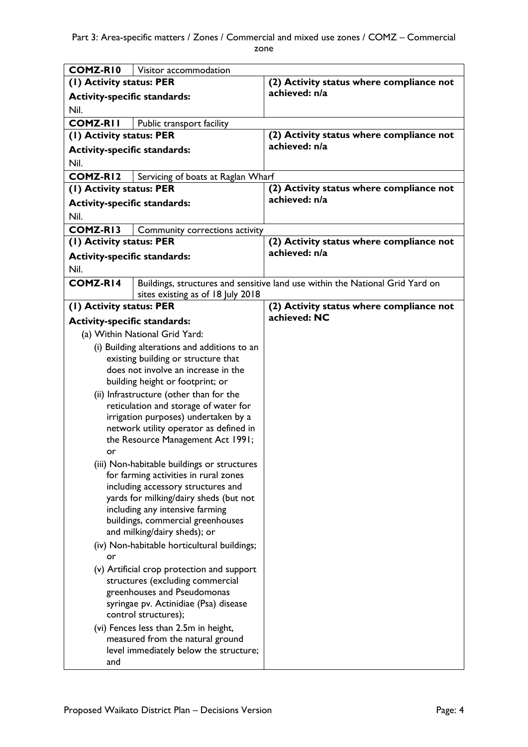| COMZ-R10 | Visitor accommodation |
|---|---|
| **(1) Activity status: PER**<br>**Activity-specific standards:**<br>Nil. | **(2) Activity status where compliance not achieved: n/a** |
| **COMZ-R11** | Public transport facility |
| **(1) Activity status: PER**<br>**Activity-specific standards:**<br>Nil. | **(2) Activity status where compliance not achieved: n/a** |
| **COMZ-R12** | Servicing of boats at Raglan Wharf |
| **(1) Activity status: PER**<br>**Activity-specific standards:**<br>Nil. | **(2) Activity status where compliance not achieved: n/a** |
| **COMZ-R13** | Community corrections activity |
| **(1) Activity status: PER**<br>**Activity-specific standards:**<br>Nil. | **(2) Activity status where compliance not achieved: n/a** |
| **COMZ-R14** | Buildings, structures and sensitive land use within the National Grid Yard on sites existing as of 18 July 2018 |
| **(1) Activity status: PER**<br>**Activity-specific standards:**<br>(a) Within National Grid Yard:<br>(i) Building alterations and additions to an existing building or structure that does not involve an increase in the building height or footprint; or<br>(ii) Infrastructure (other than for the reticulation and storage of water for irrigation purposes) undertaken by a network utility operator as defined in the Resource Management Act 1991; or<br>(iii) Non-habitable buildings or structures for farming activities in rural zones including accessory structures and yards for milking/dairy sheds (but not including any intensive farming buildings, commercial greenhouses and milking/dairy sheds); or<br>(iv) Non-habitable horticultural buildings; or<br>(v) Artificial crop protection and support structures (excluding commercial greenhouses and Pseudomonas syringae pv. Actinidiae (Psa) disease control structures);<br>(vi) Fences less than 2.5m in height, measured from the natural ground level immediately below the structure; and | **(2) Activity status where compliance not achieved: NC** |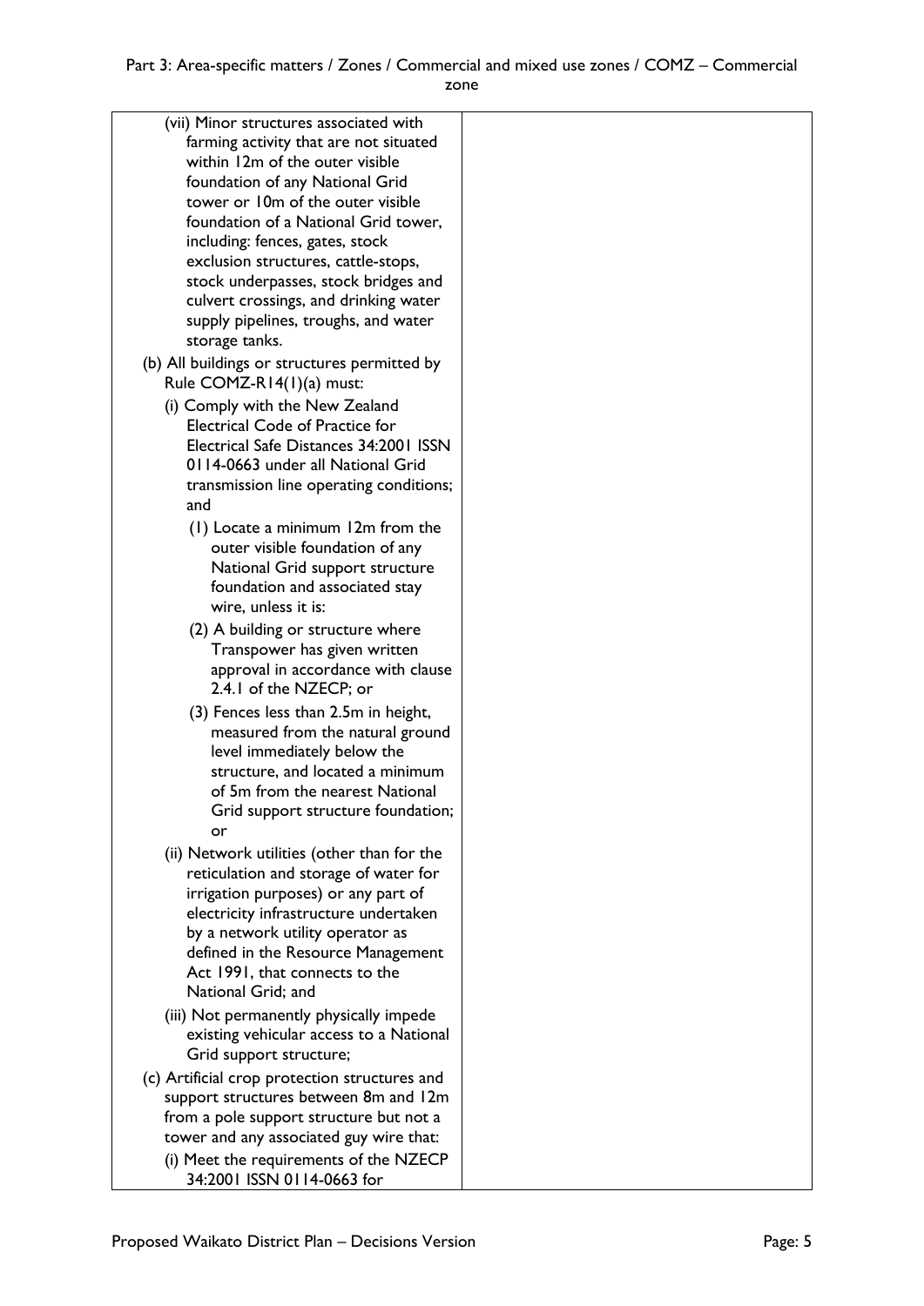| | |
|---|---|
| (vii) Minor structures associated with farming activity that are not situated within 12m of the outer visible foundation of any National Grid tower or 10m of the outer visible foundation of a National Grid tower, including: fences, gates, stock exclusion structures, cattle-stops, stock underpasses, stock bridges and culvert crossings, and drinking water supply pipelines, troughs, and water storage tanks.<br>(b) All buildings or structures permitted by Rule COMZ-R14(1)(a) must:<br>(i) Comply with the New Zealand Electrical Code of Practice for Electrical Safe Distances 34:2001 ISSN 0114-0663 under all National Grid transmission line operating conditions; and<br>(1) Locate a minimum 12m from the outer visible foundation of any National Grid support structure foundation and associated stay wire, unless it is:<br>(2) A building or structure where Transpower has given written approval in accordance with clause 2.4.1 of the NZECP; or<br>(3) Fences less than 2.5m in height, measured from the natural ground level immediately below the structure, and located a minimum of 5m from the nearest National Grid support structure foundation; or<br>(ii) Network utilities (other than for the reticulation and storage of water for irrigation purposes) or any part of electricity infrastructure undertaken by a network utility operator as defined in the Resource Management Act 1991, that connects to the National Grid; and<br>(iii) Not permanently physically impede existing vehicular access to a National Grid support structure;<br>(c) Artificial crop protection structures and support structures between 8m and 12m from a pole support structure but not a tower and any associated guy wire that:<br>(i) Meet the requirements of the NZECP 34:2001 ISSN 0114-0663 for | |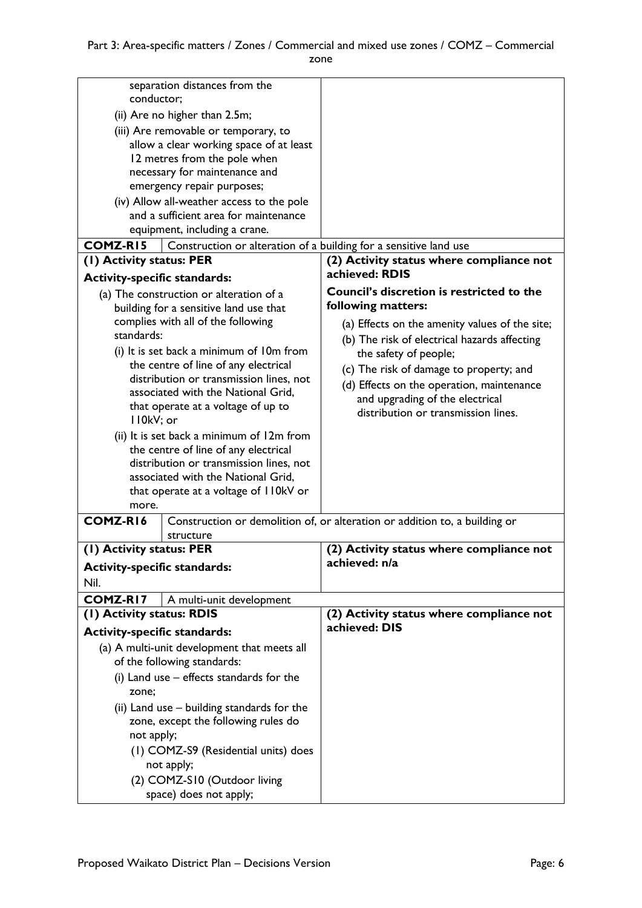| | |
|---|---|
| separation distances from the conductor;<br>(ii) Are no higher than 2.5m;<br>(iii) Are removable or temporary, to allow a clear working space of at least 12 metres from the pole when necessary for maintenance and emergency repair purposes;<br>(iv) Allow all-weather access to the pole and a sufficient area for maintenance equipment, including a crane. | |
| **COMZ-R15** Construction or alteration of a building for a sensitive land use | |
| **(1) Activity status: PER**<br>**Activity-specific standards:**<br>(a) The construction or alteration of a building for a sensitive land use that complies with all of the following standards:<br>(i) It is set back a minimum of 10m from the centre of line of any electrical distribution or transmission lines, not associated with the National Grid, that operate at a voltage of up to 110kV; or<br>(ii) It is set back a minimum of 12m from the centre of line of any electrical distribution or transmission lines, not associated with the National Grid, that operate at a voltage of 110kV or more. | **(2) Activity status where compliance not achieved: RDIS**<br>**Council's discretion is restricted to the following matters:**<br>(a) Effects on the amenity values of the site;<br>(b) The risk of electrical hazards affecting the safety of people;<br>(c) The risk of damage to property; and<br>(d) Effects on the operation, maintenance and upgrading of the electrical distribution or transmission lines. |
| **COMZ-R16** Construction or demolition of, or alteration or addition to, a building or structure | |
| **(1) Activity status: PER**<br>**Activity-specific standards:**<br>Nil. | **(2) Activity status where compliance not achieved: n/a** |
| **COMZ-R17** A multi-unit development | |
| **(1) Activity status: RDIS**<br>**Activity-specific standards:**<br>(a) A multi-unit development that meets all of the following standards:<br>(i) Land use – effects standards for the zone;<br>(ii) Land use – building standards for the zone, except the following rules do not apply;<br>(1) COMZ-S9 (Residential units) does not apply;<br>(2) COMZ-S10 (Outdoor living space) does not apply; | **(2) Activity status where compliance not achieved: DIS** |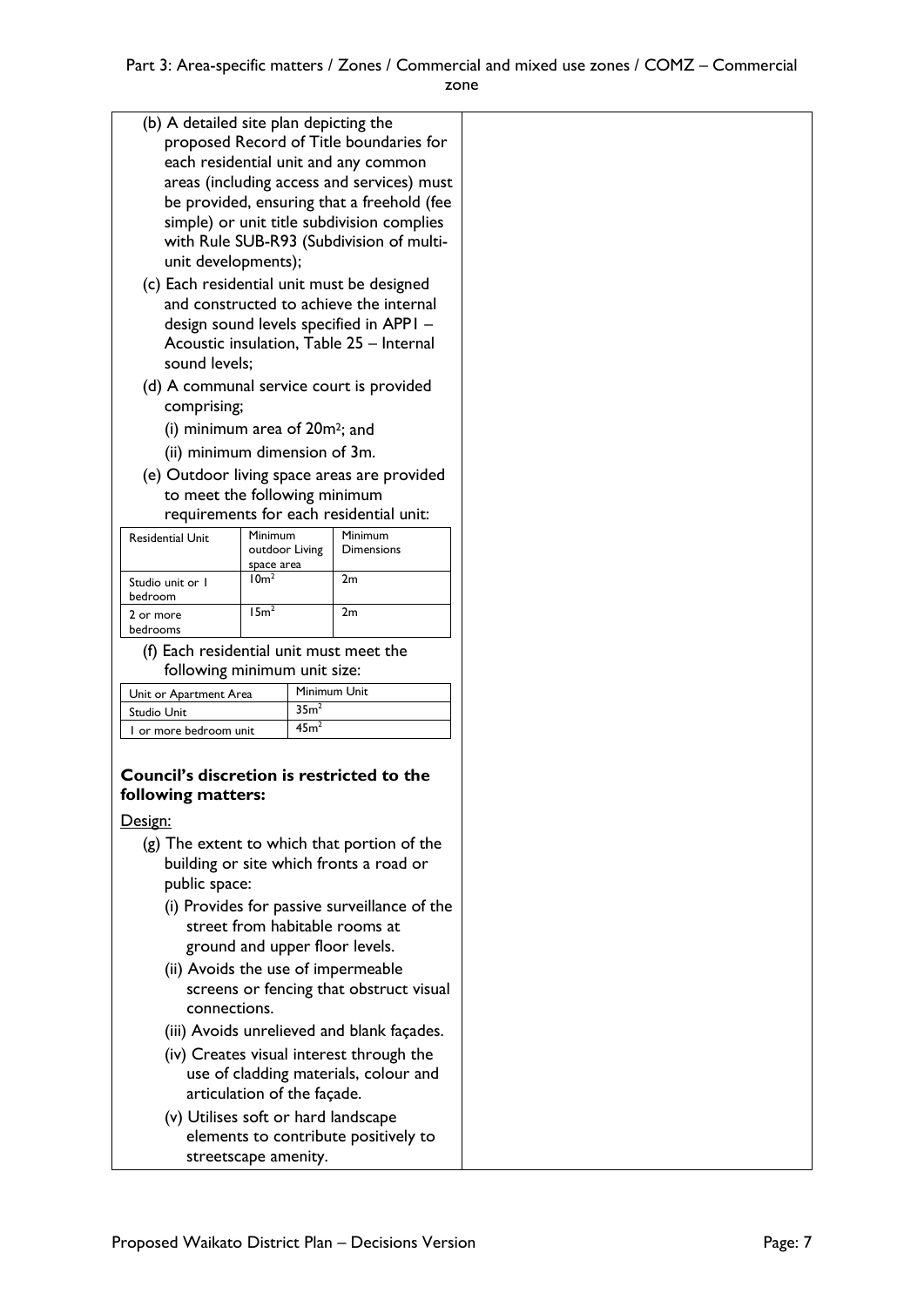(b) A detailed site plan depicting the proposed Record of Title boundaries for each residential unit and any common areas (including access and services) must be provided, ensuring that a freehold (fee simple) or unit title subdivision complies with Rule SUB-R93 (Subdivision of multi-unit developments);

(c) Each residential unit must be designed and constructed to achieve the internal design sound levels specified in APP1 – Acoustic insulation, Table 25 – Internal sound levels;

(d) A communal service court is provided comprising;

(i) minimum area of 20m²; and

(ii) minimum dimension of 3m.

(e) Outdoor living space areas are provided to meet the following minimum requirements for each residential unit:

| Residential Unit | Minimum outdoor Living space area | Minimum Dimensions |
|---|---|---|
| Studio unit or 1 bedroom | 10m² | 2m |
| 2 or more bedrooms | 15m² | 2m |

(f) Each residential unit must meet the following minimum unit size:

| Unit or Apartment Area | Minimum Unit |
|---|---|
| Studio Unit | 35m² |
| 1 or more bedroom unit | 45m² |

**Council's discretion is restricted to the following matters:**

Design:

(g) The extent to which that portion of the building or site which fronts a road or public space:

(i) Provides for passive surveillance of the street from habitable rooms at ground and upper floor levels.

(ii) Avoids the use of impermeable screens or fencing that obstruct visual connections.

(iii) Avoids unrelieved and blank façades.

(iv) Creates visual interest through the use of cladding materials, colour and articulation of the façade.

(v) Utilises soft or hard landscape elements to contribute positively to streetscape amenity.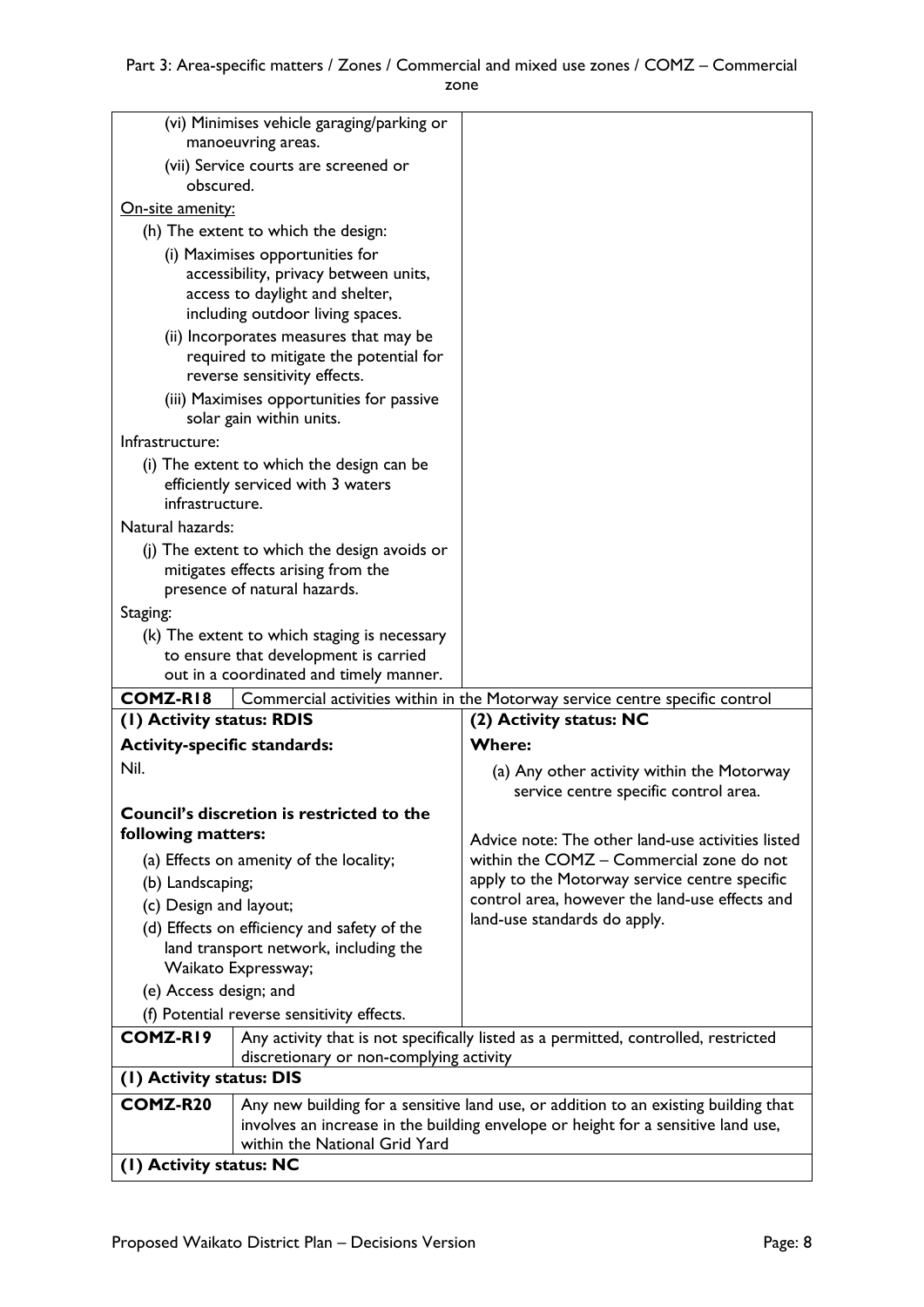| | |
|---|---|
| (vi) Minimises vehicle garaging/parking or manoeuvring areas.<br>(vii) Service courts are screened or obscured.<br><u>On-site amenity:</u><br>(h) The extent to which the design:<br>(i) Maximises opportunities for accessibility, privacy between units, access to daylight and shelter, including outdoor living spaces.<br>(ii) Incorporates measures that may be required to mitigate the potential for reverse sensitivity effects.<br>(iii) Maximises opportunities for passive solar gain within units.<br>Infrastructure:<br>(i) The extent to which the design can be efficiently serviced with 3 waters infrastructure.<br>Natural hazards:<br>(j) The extent to which the design avoids or mitigates effects arising from the presence of natural hazards.<br>Staging:<br>(k) The extent to which staging is necessary to ensure that development is carried out in a coordinated and timely manner. | |

| **COMZ-R18** | Commercial activities within in the Motorway service centre specific control |
|---|---|
| **(1) Activity status: RDIS**<br>**Activity-specific standards:**<br>Nil.<br><br>**Council's discretion is restricted to the following matters:**<br>(a) Effects on amenity of the locality;<br>(b) Landscaping;<br>(c) Design and layout;<br>(d) Effects on efficiency and safety of the land transport network, including the Waikato Expressway;<br>(e) Access design; and<br>(f) Potential reverse sensitivity effects. | **(2) Activity status: NC**<br>**Where:**<br>(a) Any other activity within the Motorway service centre specific control area.<br><br>Advice note: The other land-use activities listed within the COMZ – Commercial zone do not apply to the Motorway service centre specific control area, however the land-use effects and land-use standards do apply. |

| **COMZ-R19** | Any activity that is not specifically listed as a permitted, controlled, restricted discretionary or non-complying activity |
|---|---|
| **(1) Activity status: DIS** | |

| **COMZ-R20** | Any new building for a sensitive land use, or addition to an existing building that involves an increase in the building envelope or height for a sensitive land use, within the National Grid Yard |
|---|---|
| **(1) Activity status: NC** | |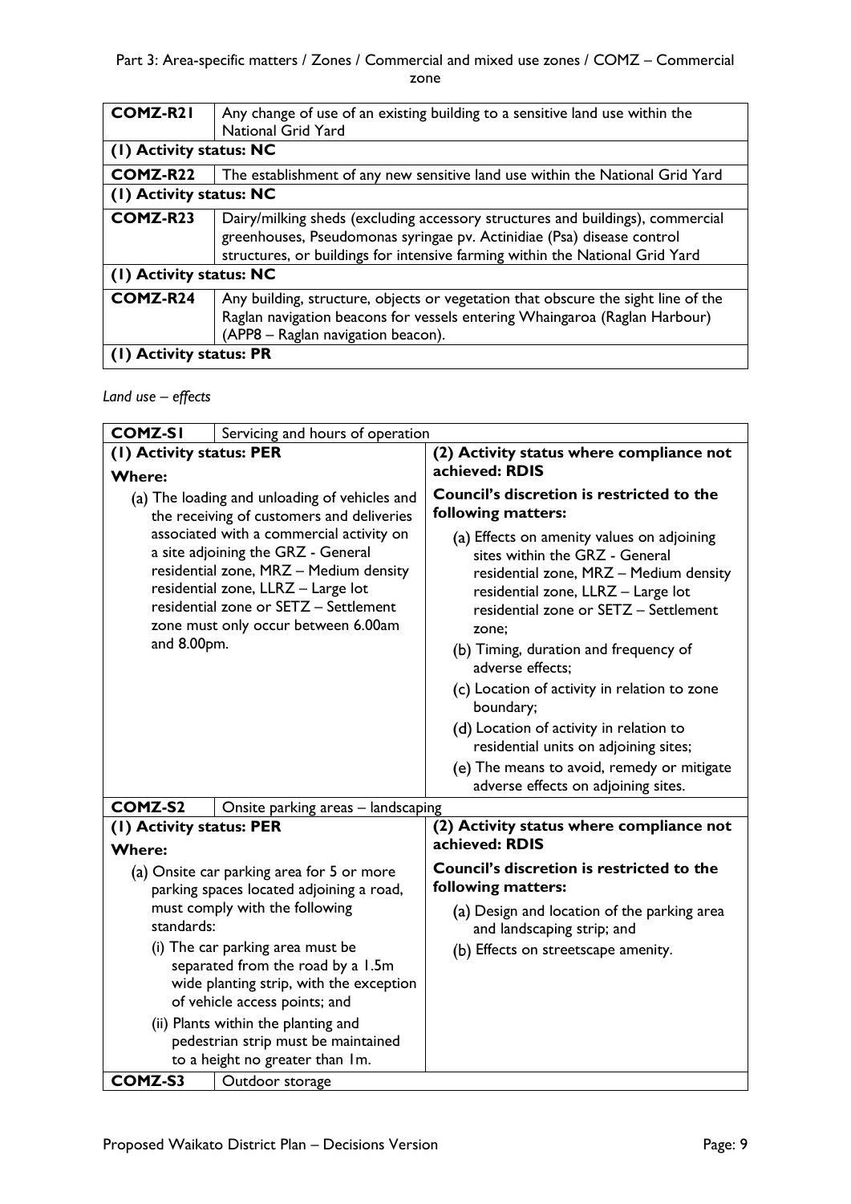| COMZ-R21 | Any change of use of an existing building to a sensitive land use within the National Grid Yard |
|---|---|
| **(1) Activity status: NC** | |
| **COMZ-R22** | The establishment of any new sensitive land use within the National Grid Yard |
| **(1) Activity status: NC** | |
| **COMZ-R23** | Dairy/milking sheds (excluding accessory structures and buildings), commercial greenhouses, Pseudomonas syringae pv. Actinidiae (Psa) disease control structures, or buildings for intensive farming within the National Grid Yard |
| **(1) Activity status: NC** | |
| **COMZ-R24** | Any building, structure, objects or vegetation that obscure the sight line of the Raglan navigation beacons for vessels entering Whaingaroa (Raglan Harbour) (APP8 – Raglan navigation beacon). |
| **(1) Activity status: PR** | |

*Land use – effects*

| COMZ-S1 | Servicing and hours of operation |
|---|---|
| **(1) Activity status: PER**<br>**Where:**<br>(a) The loading and unloading of vehicles and the receiving of customers and deliveries associated with a commercial activity on a site adjoining the GRZ - General residential zone, MRZ – Medium density residential zone, LLRZ – Large lot residential zone or SETZ – Settlement zone must only occur between 6.00am and 8.00pm. | **(2) Activity status where compliance not achieved: RDIS**<br>**Council's discretion is restricted to the following matters:**<br>(a) Effects on amenity values on adjoining sites within the GRZ - General residential zone, MRZ – Medium density residential zone, LLRZ – Large lot residential zone or SETZ – Settlement zone;<br>(b) Timing, duration and frequency of adverse effects;<br>(c) Location of activity in relation to zone boundary;<br>(d) Location of activity in relation to residential units on adjoining sites;<br>(e) The means to avoid, remedy or mitigate adverse effects on adjoining sites. |
| **COMZ-S2** | Onsite parking areas – landscaping |
| **(1) Activity status: PER**<br>**Where:**<br>(a) Onsite car parking area for 5 or more parking spaces located adjoining a road, must comply with the following standards:<br>(i) The car parking area must be separated from the road by a 1.5m wide planting strip, with the exception of vehicle access points; and<br>(ii) Plants within the planting and pedestrian strip must be maintained to a height no greater than 1m. | **(2) Activity status where compliance not achieved: RDIS**<br>**Council's discretion is restricted to the following matters:**<br>(a) Design and location of the parking area and landscaping strip; and<br>(b) Effects on streetscape amenity. |
| **COMZ-S3** | Outdoor storage |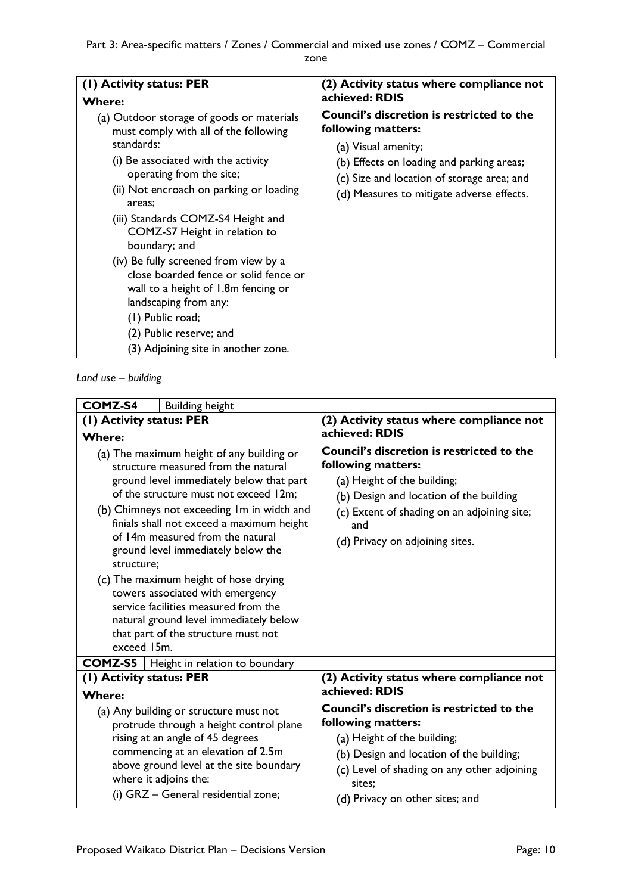| (1) Activity status: PER | (2) Activity status where compliance not achieved: RDIS |
| --- | --- |
| **Where:**<br>(a) Outdoor storage of goods or materials must comply with all of the following standards:<br>(i) Be associated with the activity operating from the site;<br>(ii) Not encroach on parking or loading areas;<br>(iii) Standards COMZ-S4 Height and COMZ-S7 Height in relation to boundary; and<br>(iv) Be fully screened from view by a close boarded fence or solid fence or wall to a height of 1.8m fencing or landscaping from any:<br>(1) Public road;<br>(2) Public reserve; and<br>(3) Adjoining site in another zone. | **Council's discretion is restricted to the following matters:**<br>(a) Visual amenity;<br>(b) Effects on loading and parking areas;<br>(c) Size and location of storage area; and<br>(d) Measures to mitigate adverse effects. |

*Land use – building*

| COMZ-S4 | Building height |
| --- | --- |
| **(1) Activity status: PER**<br>**Where:**<br>(a) The maximum height of any building or structure measured from the natural ground level immediately below that part of the structure must not exceed 12m;<br>(b) Chimneys not exceeding 1m in width and finials shall not exceed a maximum height of 14m measured from the natural ground level immediately below the structure;<br>(c) The maximum height of hose drying towers associated with emergency service facilities measured from the natural ground level immediately below that part of the structure must not exceed 15m. | **(2) Activity status where compliance not achieved: RDIS**<br>**Council's discretion is restricted to the following matters:**<br>(a) Height of the building;<br>(b) Design and location of the building<br>(c) Extent of shading on an adjoining site; and<br>(d) Privacy on adjoining sites. |
| **COMZ-S5** | **Height in relation to boundary** |
| **(1) Activity status: PER**<br>**Where:**<br>(a) Any building or structure must not protrude through a height control plane rising at an angle of 45 degrees commencing at an elevation of 2.5m above ground level at the site boundary where it adjoins the:<br>(i) GRZ – General residential zone; | **(2) Activity status where compliance not achieved: RDIS**<br>**Council's discretion is restricted to the following matters:**<br>(a) Height of the building;<br>(b) Design and location of the building;<br>(c) Level of shading on any other adjoining sites;<br>(d) Privacy on other sites; and |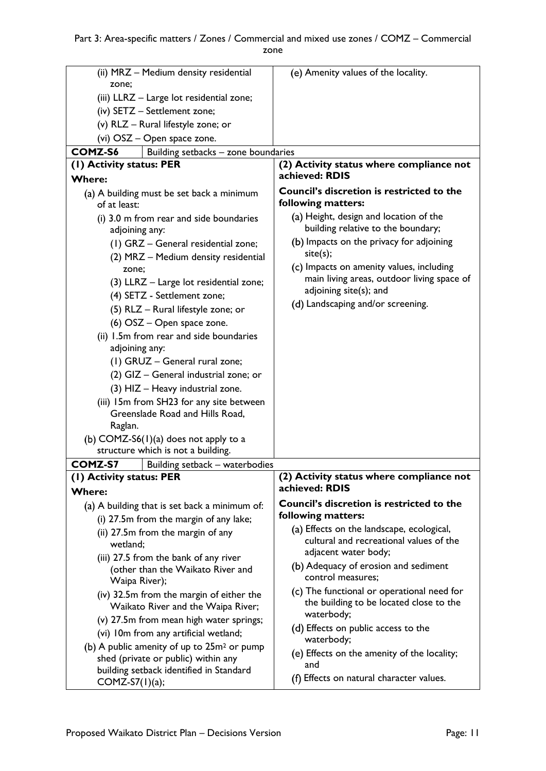| | |
|---|---|
| (ii) MRZ – Medium density residential zone;<br>(iii) LLRZ – Large lot residential zone;<br>(iv) SETZ – Settlement zone;<br>(v) RLZ – Rural lifestyle zone; or<br>(vi) OSZ – Open space zone. | (e) Amenity values of the locality. |
| **COMZ-S6** Building setbacks – zone boundaries | |
| **(1) Activity status: PER**<br>**Where:**<br>(a) A building must be set back a minimum of at least:<br>(i) 3.0 m from rear and side boundaries adjoining any:<br>(1) GRZ – General residential zone;<br>(2) MRZ – Medium density residential zone;<br>(3) LLRZ – Large lot residential zone;<br>(4) SETZ - Settlement zone;<br>(5) RLZ – Rural lifestyle zone; or<br>(6) OSZ – Open space zone.<br>(ii) 1.5m from rear and side boundaries adjoining any:<br>(1) GRUZ – General rural zone;<br>(2) GIZ – General industrial zone; or<br>(3) HIZ – Heavy industrial zone.<br>(iii) 15m from SH23 for any site between Greenslade Road and Hills Road, Raglan.<br>(b) COMZ-S6(1)(a) does not apply to a structure which is not a building. | **(2) Activity status where compliance not achieved: RDIS**<br>**Council's discretion is restricted to the following matters:**<br>(a) Height, design and location of the building relative to the boundary;<br>(b) Impacts on the privacy for adjoining site(s);<br>(c) Impacts on amenity values, including main living areas, outdoor living space of adjoining site(s); and<br>(d) Landscaping and/or screening. |
| **COMZ-S7** Building setback – waterbodies | |
| **(1) Activity status: PER**<br>**Where:**<br>(a) A building that is set back a minimum of:<br>(i) 27.5m from the margin of any lake;<br>(ii) 27.5m from the margin of any wetland;<br>(iii) 27.5 from the bank of any river (other than the Waikato River and Waipa River);<br>(iv) 32.5m from the margin of either the Waikato River and the Waipa River;<br>(v) 27.5m from mean high water springs;<br>(vi) 10m from any artificial wetland;<br>(b) A public amenity of up to 25m² or pump shed (private or public) within any building setback identified in Standard COMZ-S7(1)(a); | **(2) Activity status where compliance not achieved: RDIS**<br>**Council's discretion is restricted to the following matters:**<br>(a) Effects on the landscape, ecological, cultural and recreational values of the adjacent water body;<br>(b) Adequacy of erosion and sediment control measures;<br>(c) The functional or operational need for the building to be located close to the waterbody;<br>(d) Effects on public access to the waterbody;<br>(e) Effects on the amenity of the locality; and<br>(f) Effects on natural character values. |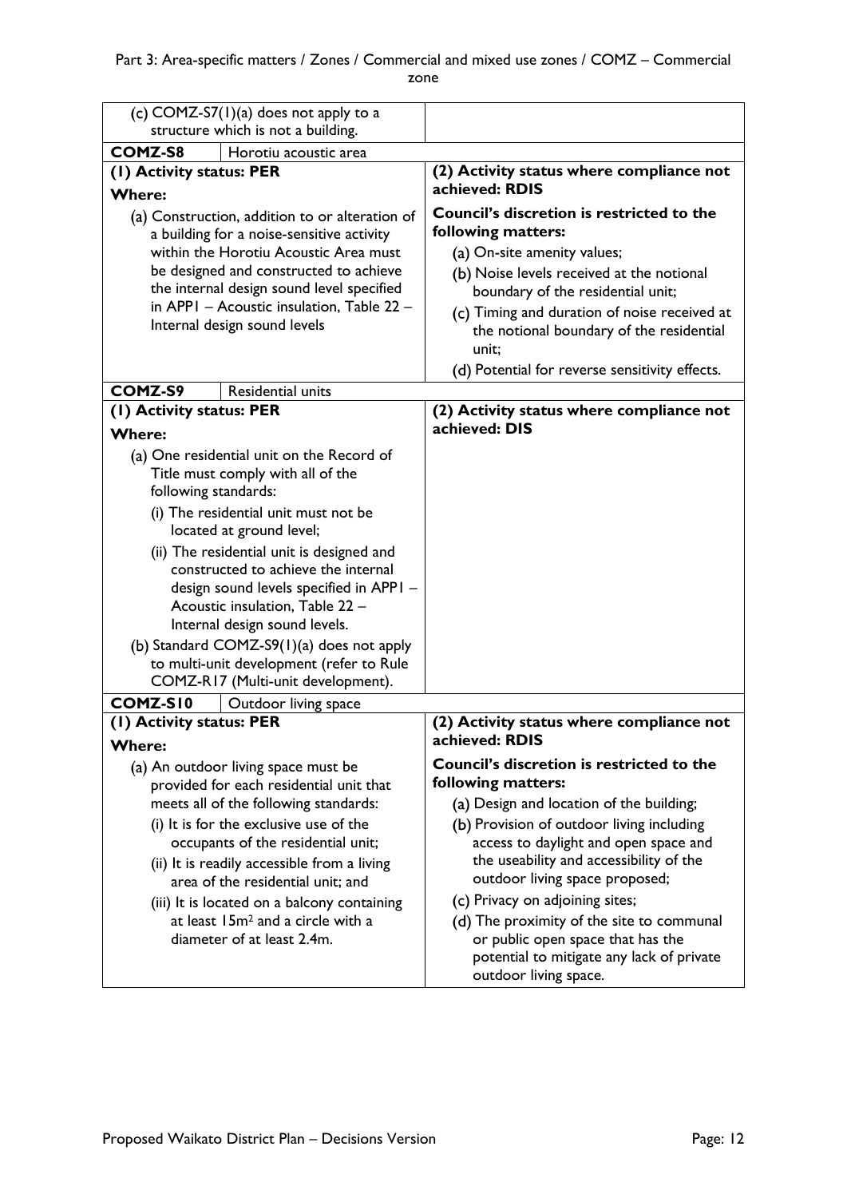| | |
|---|---|
| (c) COMZ-S7(1)(a) does not apply to a structure which is not a building. | |
| **COMZ-S8** Horotiu acoustic area | |
| **(1) Activity status: PER**<br>**Where:**<br>(a) Construction, addition to or alteration of a building for a noise-sensitive activity within the Horotiu Acoustic Area must be designed and constructed to achieve the internal design sound level specified in APP1 – Acoustic insulation, Table 22 – Internal design sound levels | **(2) Activity status where compliance not achieved: RDIS**<br>**Council's discretion is restricted to the following matters:**<br>(a) On-site amenity values;<br>(b) Noise levels received at the notional boundary of the residential unit;<br>(c) Timing and duration of noise received at the notional boundary of the residential unit;<br>(d) Potential for reverse sensitivity effects. |
| **COMZ-S9** Residential units | |
| **(1) Activity status: PER**<br>**Where:**<br>(a) One residential unit on the Record of Title must comply with all of the following standards:<br>(i) The residential unit must not be located at ground level;<br>(ii) The residential unit is designed and constructed to achieve the internal design sound levels specified in APP1 – Acoustic insulation, Table 22 – Internal design sound levels.<br>(b) Standard COMZ-S9(1)(a) does not apply to multi-unit development (refer to Rule COMZ-R17 (Multi-unit development). | **(2) Activity status where compliance not achieved: DIS** |
| **COMZ-S10** Outdoor living space | |
| **(1) Activity status: PER**<br>**Where:**<br>(a) An outdoor living space must be provided for each residential unit that meets all of the following standards:<br>(i) It is for the exclusive use of the occupants of the residential unit;<br>(ii) It is readily accessible from a living area of the residential unit; and<br>(iii) It is located on a balcony containing at least 15m² and a circle with a diameter of at least 2.4m. | **(2) Activity status where compliance not achieved: RDIS**<br>**Council's discretion is restricted to the following matters:**<br>(a) Design and location of the building;<br>(b) Provision of outdoor living including access to daylight and open space and the useability and accessibility of the outdoor living space proposed;<br>(c) Privacy on adjoining sites;<br>(d) The proximity of the site to communal or public open space that has the potential to mitigate any lack of private outdoor living space. |